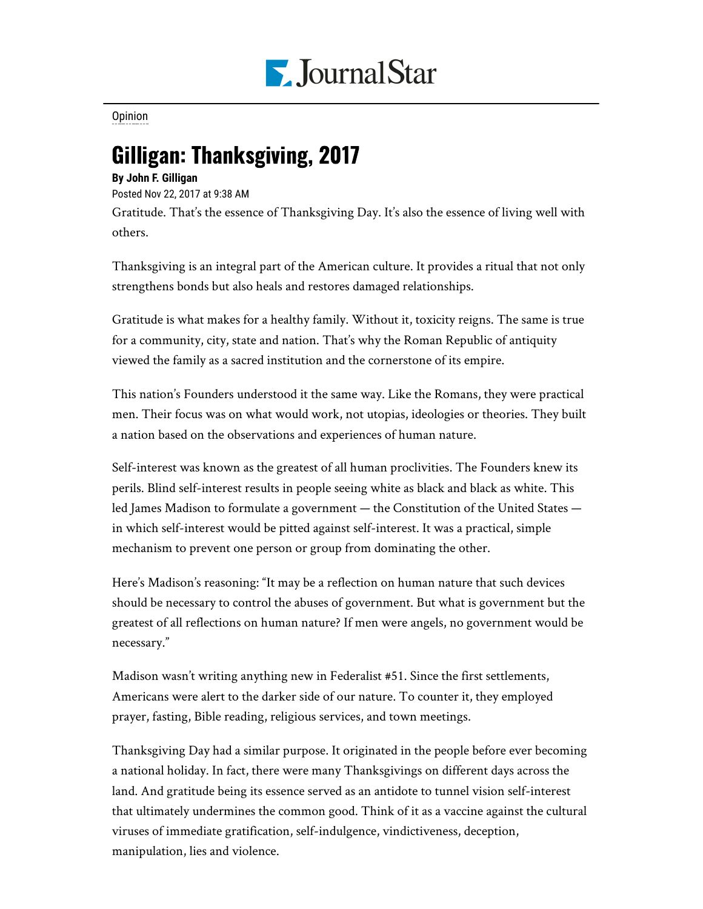Opinion

# Gilligan: Thanksgiving, 2017

**By John F. Gilligan**

Posted Nov 22, 2017 at 9:38 AM

Gratitude. That's the essence of Thanksgiving Day. It's also the essence of living well with others.

Thanksgiving is an integral part of the American culture. It provides a ritual that not only strengthens bonds but also heals and restores damaged relationships.

Gratitude is what makes for a healthy family. Without it, toxicity reigns. The same is true for a community, city, state and nation. That's why the Roman Republic of antiquity viewed the family as a sacred institution and the cornerstone of its empire.

This nation's Founders understood it the same way. Like the Romans, they were practical men. Their focus was on what would work, not utopias, ideologies or theories. They built a nation based on the observations and experiences of human nature.

Self-interest was known as the greatest of all human proclivities. The Founders knew its perils. Blind self-interest results in people seeing white as black and black as white. This led James Madison to formulate a government — the Constitution of the United States — in which self-interest would be pitted against self-interest. It was a practical, simple mechanism to prevent one person or group from dominating the other.

Here's Madison's reasoning: "It may be a reflection on human nature that such devices should be necessary to control the abuses of government. But what is government but the greatest of all reflections on human nature? If men were angels, no government would be necessary."

Madison wasn't writing anything new in Federalist #51. Since the first settlements, Americans were alert to the darker side of our nature. To counter it, they employed prayer, fasting, Bible reading, religious services, and town meetings.

Thanksgiving Day had a similar purpose. It originated in the people before ever becoming a national holiday. In fact, there were many Thanksgivings on different days across the land. And gratitude being its essence served as an antidote to tunnel vision self-interest that ultimately undermines the common good. Think of it as a vaccine against the cultural viruses of immediate gratification, self-indulgence, vindictiveness, deception, manipulation, lies and violence.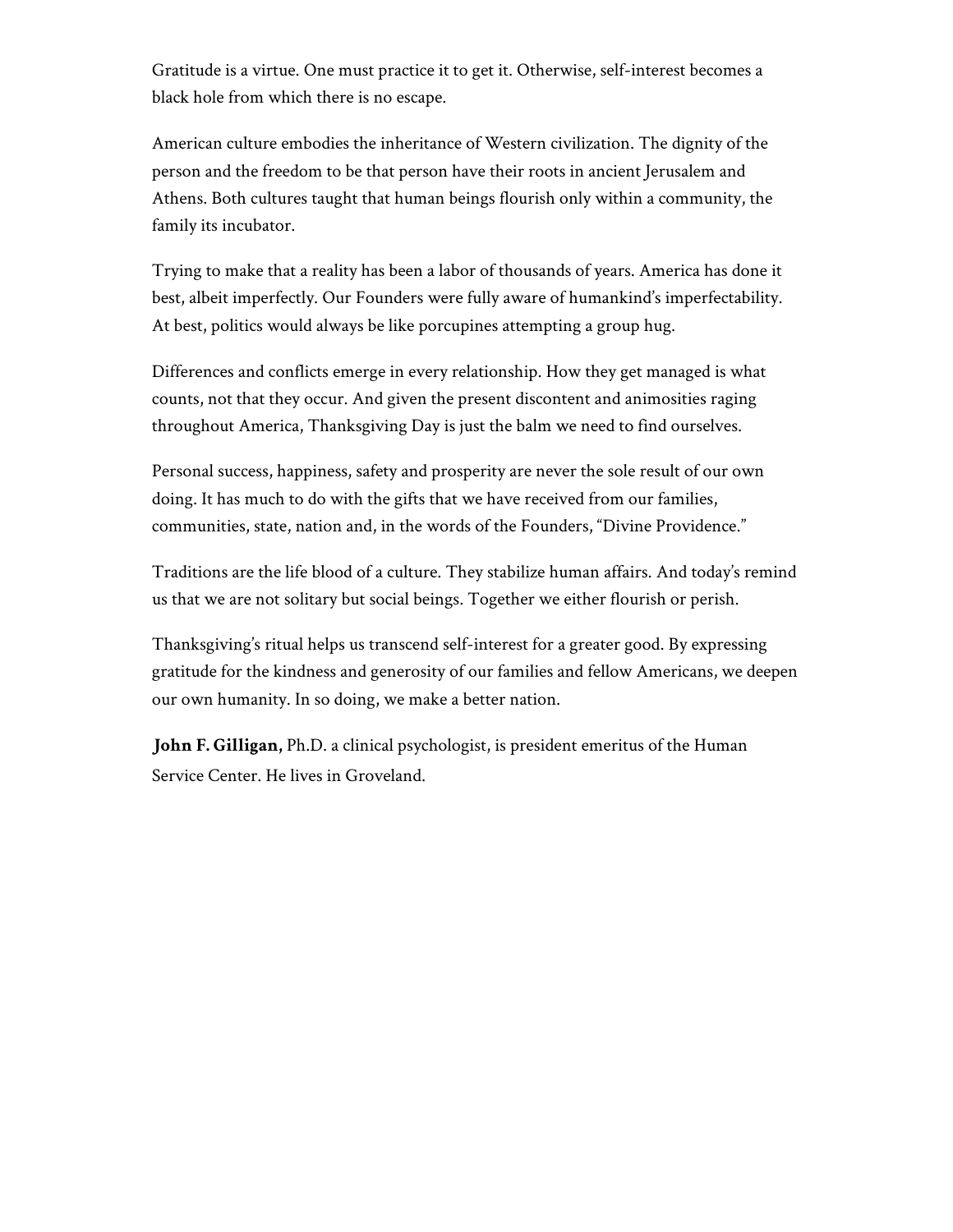Gratitude is a virtue. One must practice it to get it. Otherwise, self-interest becomes a black hole from which there is no escape.

American culture embodies the inheritance of Western civilization. The dignity of the person and the freedom to be that person have their roots in ancient Jerusalem and Athens. Both cultures taught that human beings flourish only within a community, the family its incubator.

Trying to make that a reality has been a labor of thousands of years. America has done it best, albeit imperfectly. Our Founders were fully aware of humankind's imperfectability. At best, politics would always be like porcupines attempting a group hug.

Differences and conflicts emerge in every relationship. How they get managed is what counts, not that they occur. And given the present discontent and animosities raging throughout America, Thanksgiving Day is just the balm we need to find ourselves.

Personal success, happiness, safety and prosperity are never the sole result of our own doing. It has much to do with the gifts that we have received from our families, communities, state, nation and, in the words of the Founders, "Divine Providence."

Traditions are the life blood of a culture. They stabilize human affairs. And today's remind us that we are not solitary but social beings. Together we either flourish or perish.

Thanksgiving's ritual helps us transcend self-interest for a greater good. By expressing gratitude for the kindness and generosity of our families and fellow Americans, we deepen our own humanity. In so doing, we make a better nation.

**John F. Gilligan,** Ph.D. a clinical psychologist, is president emeritus of the Human Service Center. He lives in Groveland.